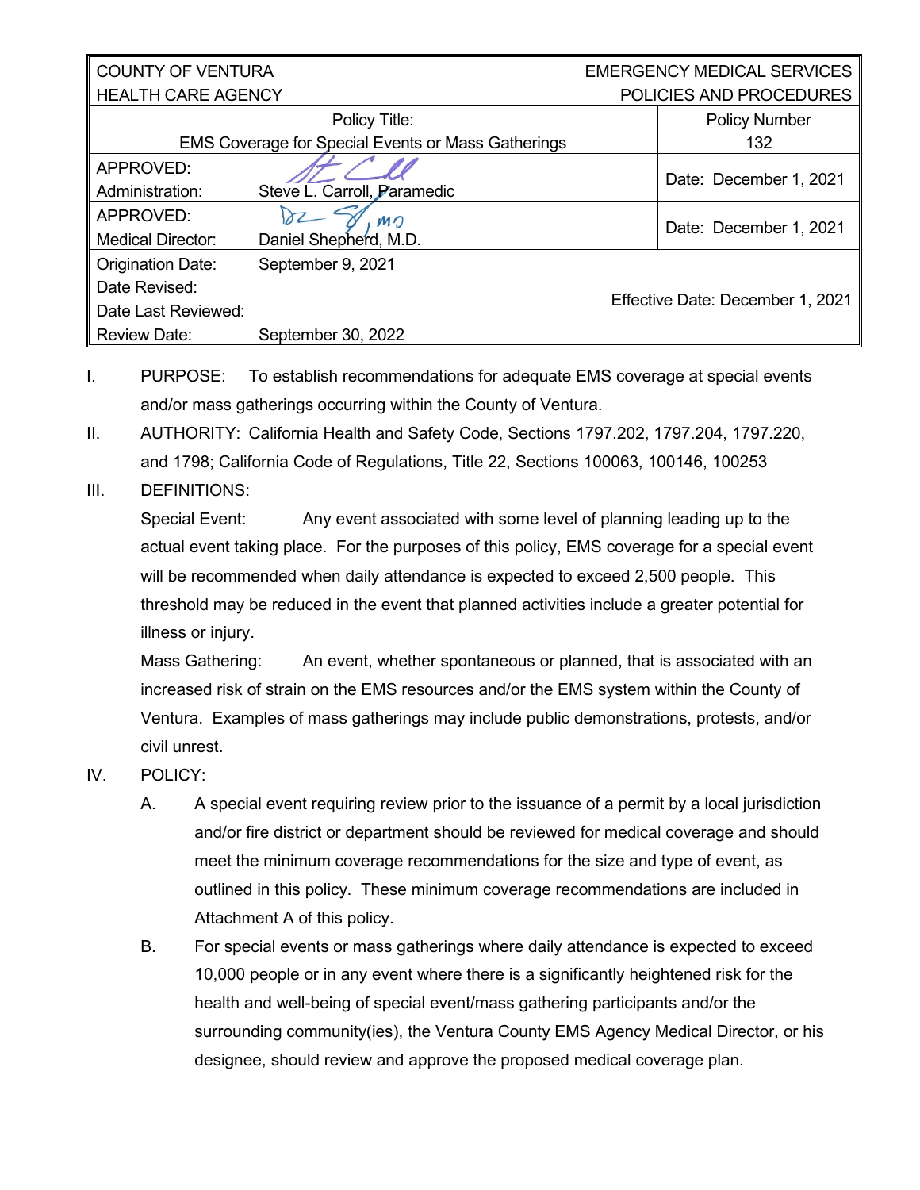| COUNTY OF VENTURA<br>HEALTH CARE AGENCY | | EMERGENCY MEDICAL SERVICES<br>POLICIES AND PROCEDURES |
|---|---|---|
| Policy Title:<br>EMS Coverage for Special Events or Mass Gatherings | | Policy Number<br>132 |
| APPROVED:<br>Administration: | Steve L. Carroll, Paramedic | Date: December 1, 2021 |
| APPROVED:<br>Medical Director: | Daniel Shepherd, M.D. | Date: December 1, 2021 |
| Origination Date:<br>Date Revised:<br>Date Last Reviewed:<br>Review Date: | September 9, 2021<br><br><br>September 30, 2022 | Effective Date: December 1, 2021 |

I. PURPOSE: To establish recommendations for adequate EMS coverage at special events and/or mass gatherings occurring within the County of Ventura.

II. AUTHORITY: California Health and Safety Code, Sections 1797.202, 1797.204, 1797.220, and 1798; California Code of Regulations, Title 22, Sections 100063, 100146, 100253

III. DEFINITIONS:

Special Event: Any event associated with some level of planning leading up to the actual event taking place. For the purposes of this policy, EMS coverage for a special event will be recommended when daily attendance is expected to exceed 2,500 people. This threshold may be reduced in the event that planned activities include a greater potential for illness or injury.

Mass Gathering: An event, whether spontaneous or planned, that is associated with an increased risk of strain on the EMS resources and/or the EMS system within the County of Ventura. Examples of mass gatherings may include public demonstrations, protests, and/or civil unrest.

IV. POLICY:

A. A special event requiring review prior to the issuance of a permit by a local jurisdiction and/or fire district or department should be reviewed for medical coverage and should meet the minimum coverage recommendations for the size and type of event, as outlined in this policy. These minimum coverage recommendations are included in Attachment A of this policy.

B. For special events or mass gatherings where daily attendance is expected to exceed 10,000 people or in any event where there is a significantly heightened risk for the health and well-being of special event/mass gathering participants and/or the surrounding community(ies), the Ventura County EMS Agency Medical Director, or his designee, should review and approve the proposed medical coverage plan.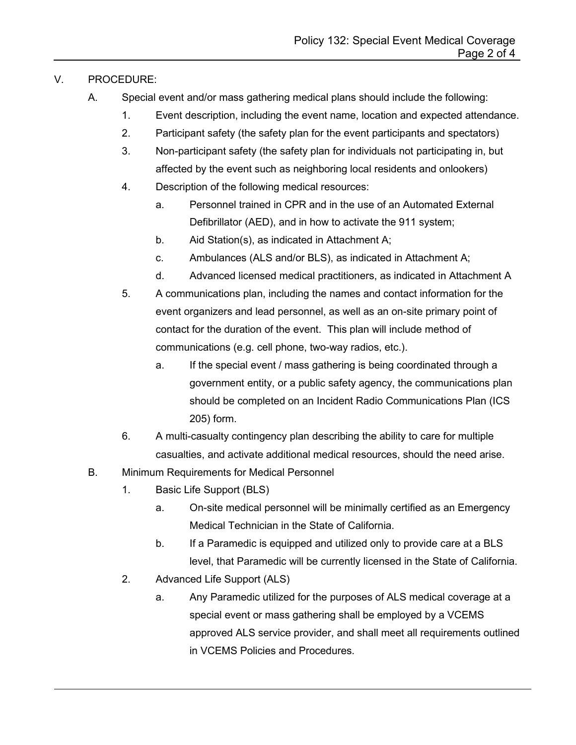## V. PROCEDURE:

A. Special event and/or mass gathering medical plans should include the following:

1. Event description, including the event name, location and expected attendance.
2. Participant safety (the safety plan for the event participants and spectators)
3. Non-participant safety (the safety plan for individuals not participating in, but affected by the event such as neighboring local residents and onlookers)
4. Description of the following medical resources:
   a. Personnel trained in CPR and in the use of an Automated External Defibrillator (AED), and in how to activate the 911 system;
   b. Aid Station(s), as indicated in Attachment A;
   c. Ambulances (ALS and/or BLS), as indicated in Attachment A;
   d. Advanced licensed medical practitioners, as indicated in Attachment A
5. A communications plan, including the names and contact information for the event organizers and lead personnel, as well as an on-site primary point of contact for the duration of the event. This plan will include method of communications (e.g. cell phone, two-way radios, etc.).
   a. If the special event / mass gathering is being coordinated through a government entity, or a public safety agency, the communications plan should be completed on an Incident Radio Communications Plan (ICS 205) form.
6. A multi-casualty contingency plan describing the ability to care for multiple casualties, and activate additional medical resources, should the need arise.

B. Minimum Requirements for Medical Personnel

1. Basic Life Support (BLS)
   a. On-site medical personnel will be minimally certified as an Emergency Medical Technician in the State of California.
   b. If a Paramedic is equipped and utilized only to provide care at a BLS level, that Paramedic will be currently licensed in the State of California.
2. Advanced Life Support (ALS)
   a. Any Paramedic utilized for the purposes of ALS medical coverage at a special event or mass gathering shall be employed by a VCEMS approved ALS service provider, and shall meet all requirements outlined in VCEMS Policies and Procedures.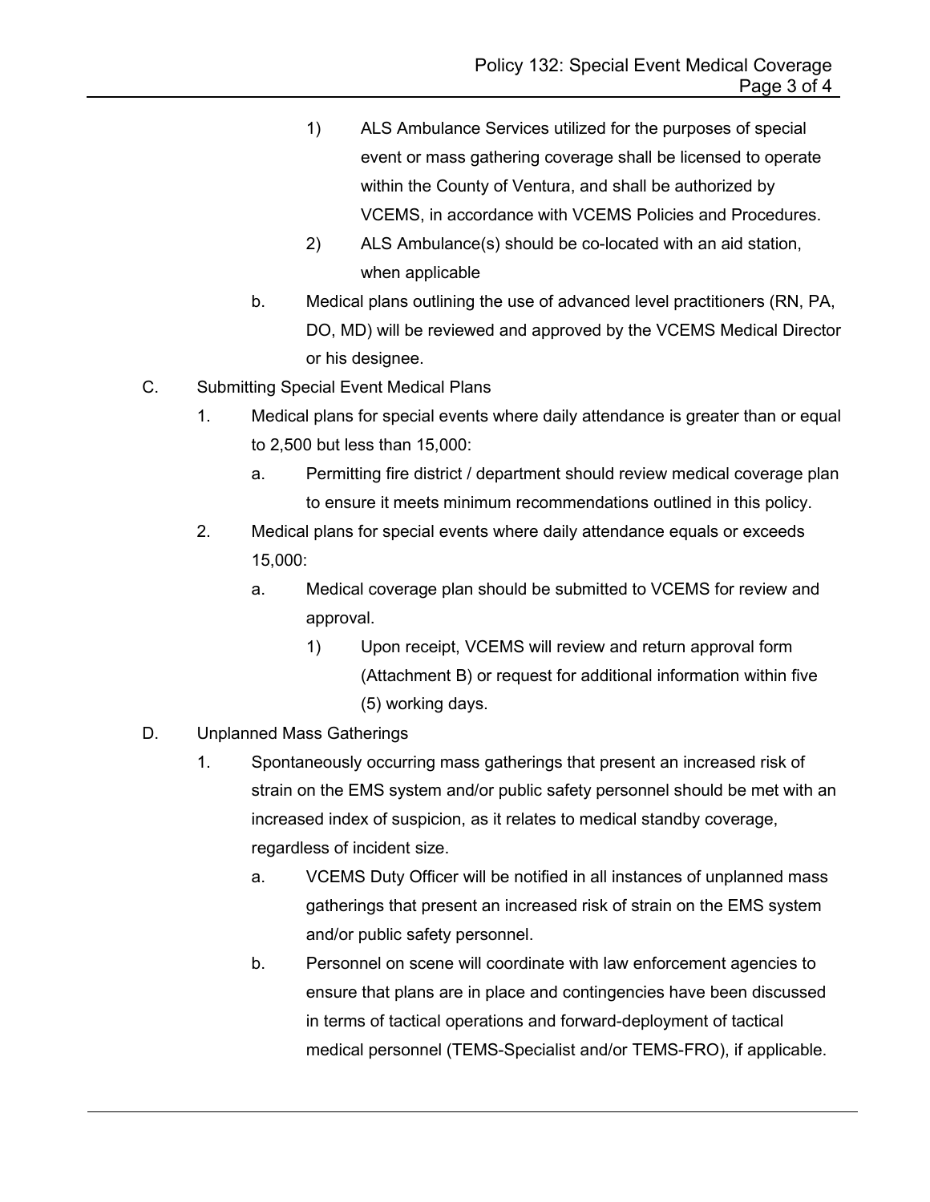1) ALS Ambulance Services utilized for the purposes of special event or mass gathering coverage shall be licensed to operate within the County of Ventura, and shall be authorized by VCEMS, in accordance with VCEMS Policies and Procedures.

2) ALS Ambulance(s) should be co-located with an aid station, when applicable

b. Medical plans outlining the use of advanced level practitioners (RN, PA, DO, MD) will be reviewed and approved by the VCEMS Medical Director or his designee.

C. Submitting Special Event Medical Plans

1. Medical plans for special events where daily attendance is greater than or equal to 2,500 but less than 15,000:

   a. Permitting fire district / department should review medical coverage plan to ensure it meets minimum recommendations outlined in this policy.

2. Medical plans for special events where daily attendance equals or exceeds 15,000:

   a. Medical coverage plan should be submitted to VCEMS for review and approval.

      1) Upon receipt, VCEMS will review and return approval form (Attachment B) or request for additional information within five (5) working days.

D. Unplanned Mass Gatherings

1. Spontaneously occurring mass gatherings that present an increased risk of strain on the EMS system and/or public safety personnel should be met with an increased index of suspicion, as it relates to medical standby coverage, regardless of incident size.

   a. VCEMS Duty Officer will be notified in all instances of unplanned mass gatherings that present an increased risk of strain on the EMS system and/or public safety personnel.

   b. Personnel on scene will coordinate with law enforcement agencies to ensure that plans are in place and contingencies have been discussed in terms of tactical operations and forward-deployment of tactical medical personnel (TEMS-Specialist and/or TEMS-FRO), if applicable.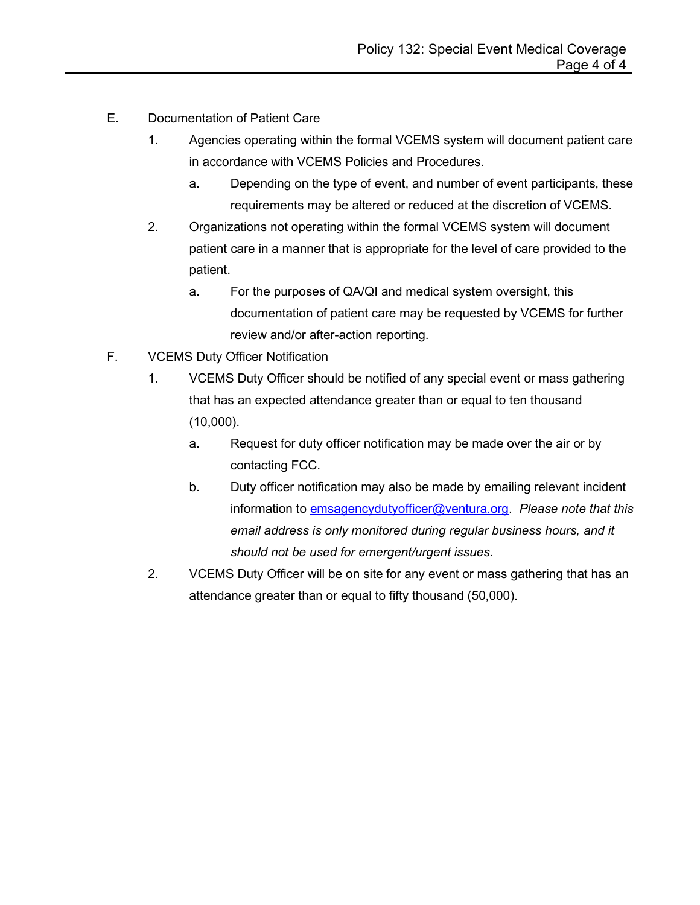E. Documentation of Patient Care

1. Agencies operating within the formal VCEMS system will document patient care in accordance with VCEMS Policies and Procedures.
   a. Depending on the type of event, and number of event participants, these requirements may be altered or reduced at the discretion of VCEMS.
2. Organizations not operating within the formal VCEMS system will document patient care in a manner that is appropriate for the level of care provided to the patient.
   a. For the purposes of QA/QI and medical system oversight, this documentation of patient care may be requested by VCEMS for further review and/or after-action reporting.

F. VCEMS Duty Officer Notification

1. VCEMS Duty Officer should be notified of any special event or mass gathering that has an expected attendance greater than or equal to ten thousand (10,000).
   a. Request for duty officer notification may be made over the air or by contacting FCC.
   b. Duty officer notification may also be made by emailing relevant incident information to emsagencydutyofficer@ventura.org. *Please note that this email address is only monitored during regular business hours, and it should not be used for emergent/urgent issues.*
2. VCEMS Duty Officer will be on site for any event or mass gathering that has an attendance greater than or equal to fifty thousand (50,000).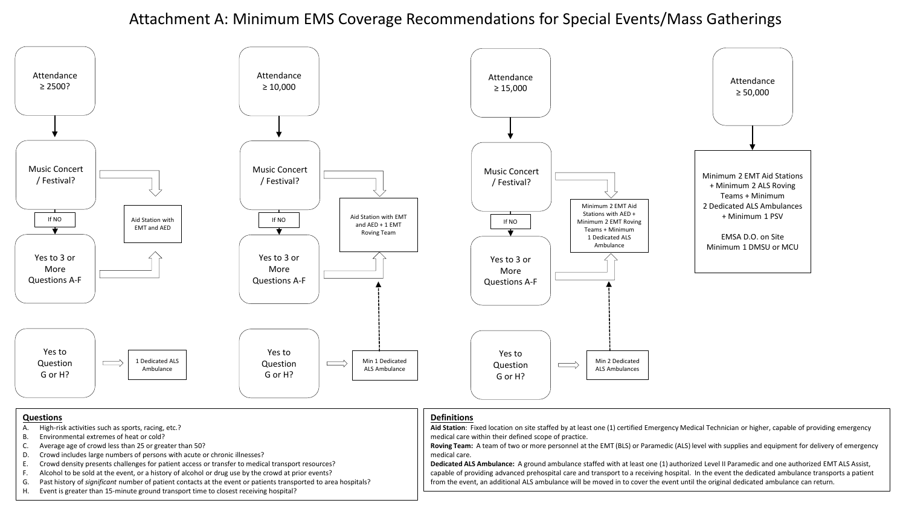# Attachment A: Minimum EMS Coverage Recommendations for Special Events/Mass Gatherings

**Attendance ≥ 2500?**

- Music Concert / Festival? → Aid Station with EMT and AED
- If NO → Yes to 3 or More Questions A-F → Aid Station with EMT and AED
- Yes to Question G or H? → 1 Dedicated ALS Ambulance

**Attendance ≥ 10,000**

- Music Concert / Festival? → Aid Station with EMT and AED + 1 EMT Roving Team
- If NO → Yes to 3 or More Questions A-F → Aid Station with EMT and AED + 1 EMT Roving Team
- Yes to Question G or H? → Min 1 Dedicated ALS Ambulance

**Attendance ≥ 15,000**

- Music Concert / Festival? → Minimum 2 EMT Aid Stations with AED + Minimum 2 EMT Roving Teams + Minimum 1 Dedicated ALS Ambulance
- If NO → Yes to 3 or More Questions A-F → Minimum 2 EMT Aid Stations with AED + Minimum 2 EMT Roving Teams + Minimum 1 Dedicated ALS Ambulance
- Yes to Question G or H? → Min 2 Dedicated ALS Ambulances

**Attendance ≥ 50,000**

- Minimum 2 EMT Aid Stations + Minimum 2 ALS Roving Teams + Minimum 2 Dedicated ALS Ambulances + Minimum 1 PSV

  EMSA D.O. on Site
  Minimum 1 DMSU or MCU

## Questions

A. High-risk activities such as sports, racing, etc.?
B. Environmental extremes of heat or cold?
C. Average age of crowd less than 25 or greater than 50?
D. Crowd includes large numbers of persons with acute or chronic illnesses?
E. Crowd density presents challenges for patient access or transfer to medical transport resources?
F. Alcohol to be sold at the event, or a history of alcohol or drug use by the crowd at prior events?
G. Past history of *significant* number of patient contacts at the event or patients transported to area hospitals?
H. Event is greater than 15-minute ground transport time to closest receiving hospital?

## Definitions

**Aid Station**: Fixed location on site staffed by at least one (1) certified Emergency Medical Technician or higher, capable of providing emergency medical care within their defined scope of practice.

**Roving Team:** A team of two or more personnel at the EMT (BLS) or Paramedic (ALS) level with supplies and equipment for delivery of emergency medical care.

**Dedicated ALS Ambulance:** A ground ambulance staffed with at least one (1) authorized Level II Paramedic and one authorized EMT ALS Assist, capable of providing advanced prehospital care and transport to a receiving hospital. In the event the dedicated ambulance transports a patient from the event, an additional ALS ambulance will be moved in to cover the event until the original dedicated ambulance can return.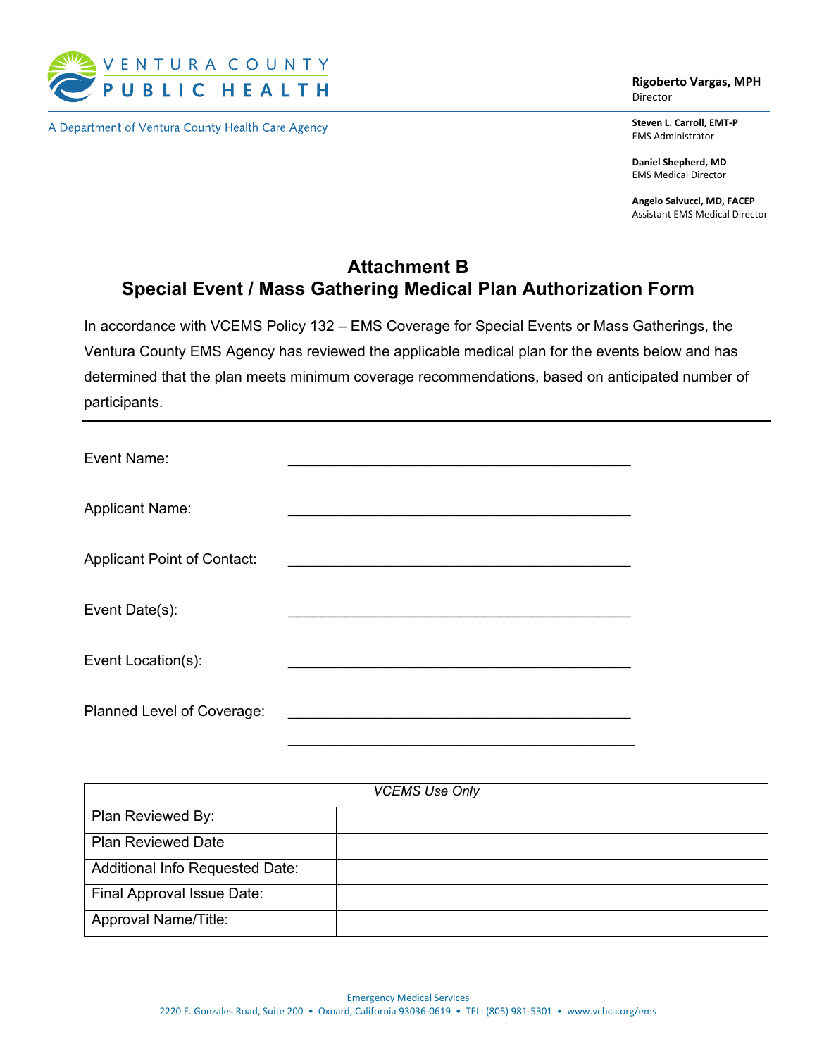VENTURA COUNTY
PUBLIC HEALTH

A Department of Ventura County Health Care Agency

**Rigoberto Vargas, MPH**
Director

**Steven L. Carroll, EMT-P**
EMS Administrator

**Daniel Shepherd, MD**
EMS Medical Director

**Angelo Salvucci, MD, FACEP**
Assistant EMS Medical Director

# Attachment B
# Special Event / Mass Gathering Medical Plan Authorization Form

In accordance with VCEMS Policy 132 – EMS Coverage for Special Events or Mass Gatherings, the Ventura County EMS Agency has reviewed the applicable medical plan for the events below and has determined that the plan meets minimum coverage recommendations, based on anticipated number of participants.

---

Event Name: ___________________________________________

Applicant Name: ___________________________________________

Applicant Point of Contact: ___________________________________________

Event Date(s): ___________________________________________

Event Location(s): ___________________________________________

Planned Level of Coverage: ___________________________________________

___________________________________________

| *VCEMS Use Only* | |
|---|---|
| Plan Reviewed By: | |
| Plan Reviewed Date | |
| Additional Info Requested Date: | |
| Final Approval Issue Date: | |
| Approval Name/Title: | |

Emergency Medical Services
2220 E. Gonzales Road, Suite 200 • Oxnard, California 93036-0619 • TEL: (805) 981-5301 • www.vchca.org/ems